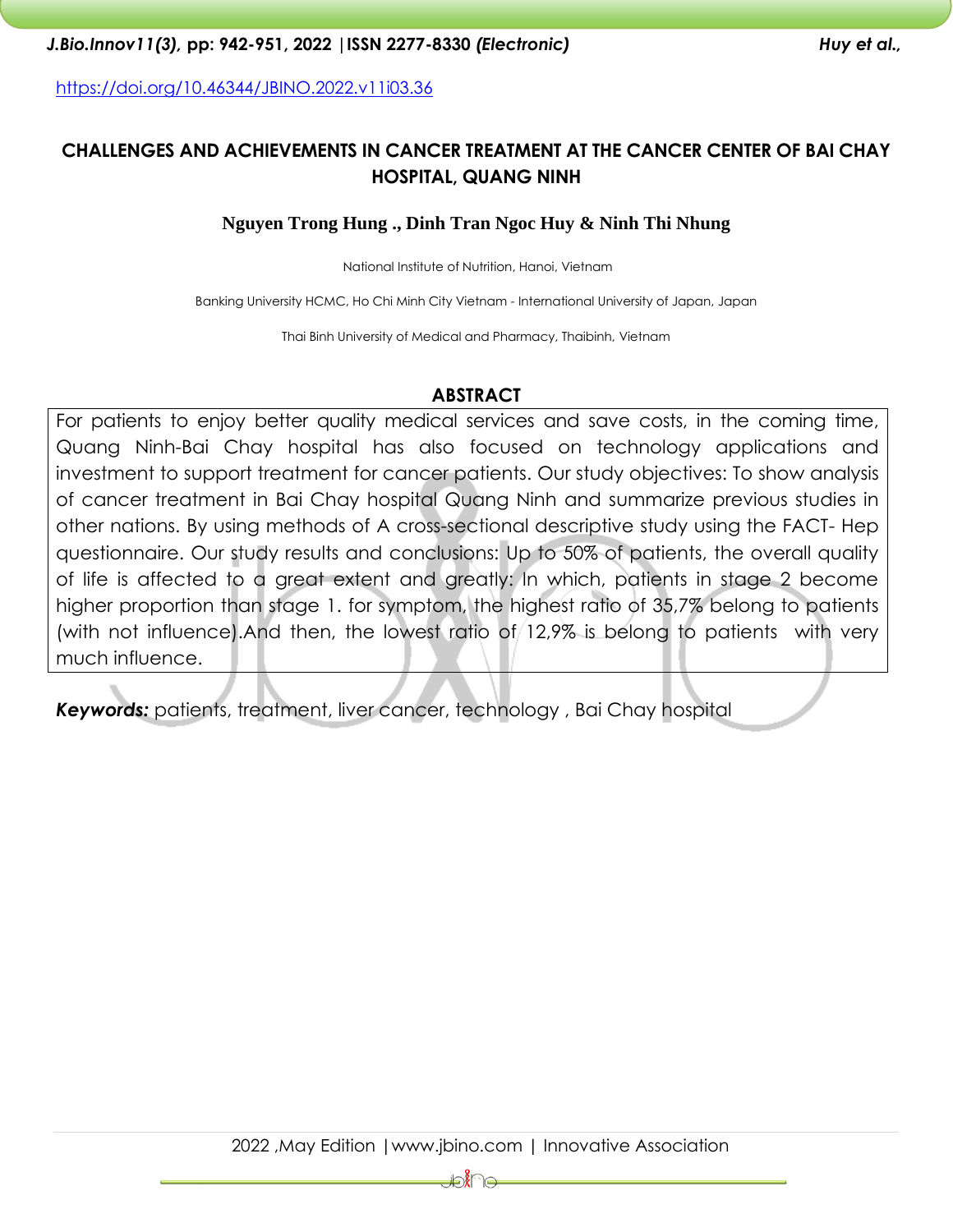https://doi.org/10.46344/JBINO.2022.v11i03.36

# CHALLENGES AND ACHIEVEMENTS IN CANCER TREATMENT AT THE CANCER CENTER OF BAI CHAY HOSPITAL, QUANG NINH

**Nguyen Trong Hung ., Dinh Tran Ngoc Huy & Ninh Thi Nhung**

National Institute of Nutrition, Hanoi, Vietnam

Banking University HCMC, Ho Chi Minh City Vietnam - International University of Japan, Japan

Thai Binh University of Medical and Pharmacy, Thaibinh, Vietnam

## ABSTRACT

For patients to enjoy better quality medical services and save costs, in the coming time, Quang Ninh-Bai Chay hospital has also focused on technology applications and investment to support treatment for cancer patients. Our study objectives: To show analysis of cancer treatment in Bai Chay hospital Quang Ninh and summarize previous studies in other nations. By using methods of A cross-sectional descriptive study using the FACT- Hep questionnaire. Our study results and conclusions: Up to 50% of patients, the overall quality of life is affected to a great extent and greatly: In which, patients in stage 2 become higher proportion than stage 1. for symptom, the highest ratio of 35,7% belong to patients (with not influence).And then, the lowest ratio of 12,9% is belong to patients with very much influence.

***Keywords:*** patients, treatment, liver cancer, technology , Bai Chay hospital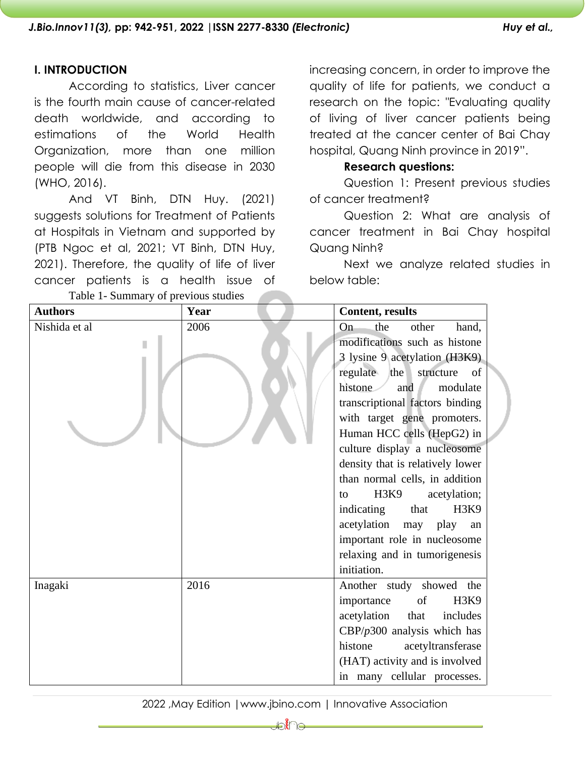## I. INTRODUCTION

According to statistics, Liver cancer is the fourth main cause of cancer-related death worldwide, and according to estimations of the World Health Organization, more than one million people will die from this disease in 2030 (WHO, 2016).

And VT Binh, DTN Huy. (2021) suggests solutions for Treatment of Patients at Hospitals in Vietnam and supported by (PTB Ngoc et al, 2021; VT Binh, DTN Huy, 2021). Therefore, the quality of life of liver cancer patients is a health issue of increasing concern, in order to improve the quality of life for patients, we conduct a research on the topic: "Evaluating quality of living of liver cancer patients being treated at the cancer center of Bai Chay hospital, Quang Ninh province in 2019".

**Research questions:**

Question 1: Present previous studies of cancer treatment?

Question 2: What are analysis of cancer treatment in Bai Chay hospital Quang Ninh?

Next we analyze related studies in below table:

Table 1- Summary of previous studies

| Authors | Year | Content, results |
|---|---|---|
| Nishida et al | 2006 | On the other hand, modifications such as histone 3 lysine 9 acetylation (H3K9) regulate the structure of histone and modulate transcriptional factors binding with target gene promoters. Human HCC cells (HepG2) in culture display a nucleosome density that is relatively lower than normal cells, in addition to H3K9 acetylation; indicating that H3K9 acetylation may play an important role in nucleosome relaxing and in tumorigenesis initiation. |
| Inagaki | 2016 | Another study showed the importance of H3K9 acetylation that includes CBP/*p*300 analysis which has histone acetyltransferase (HAT) activity and is involved in many cellular processes. |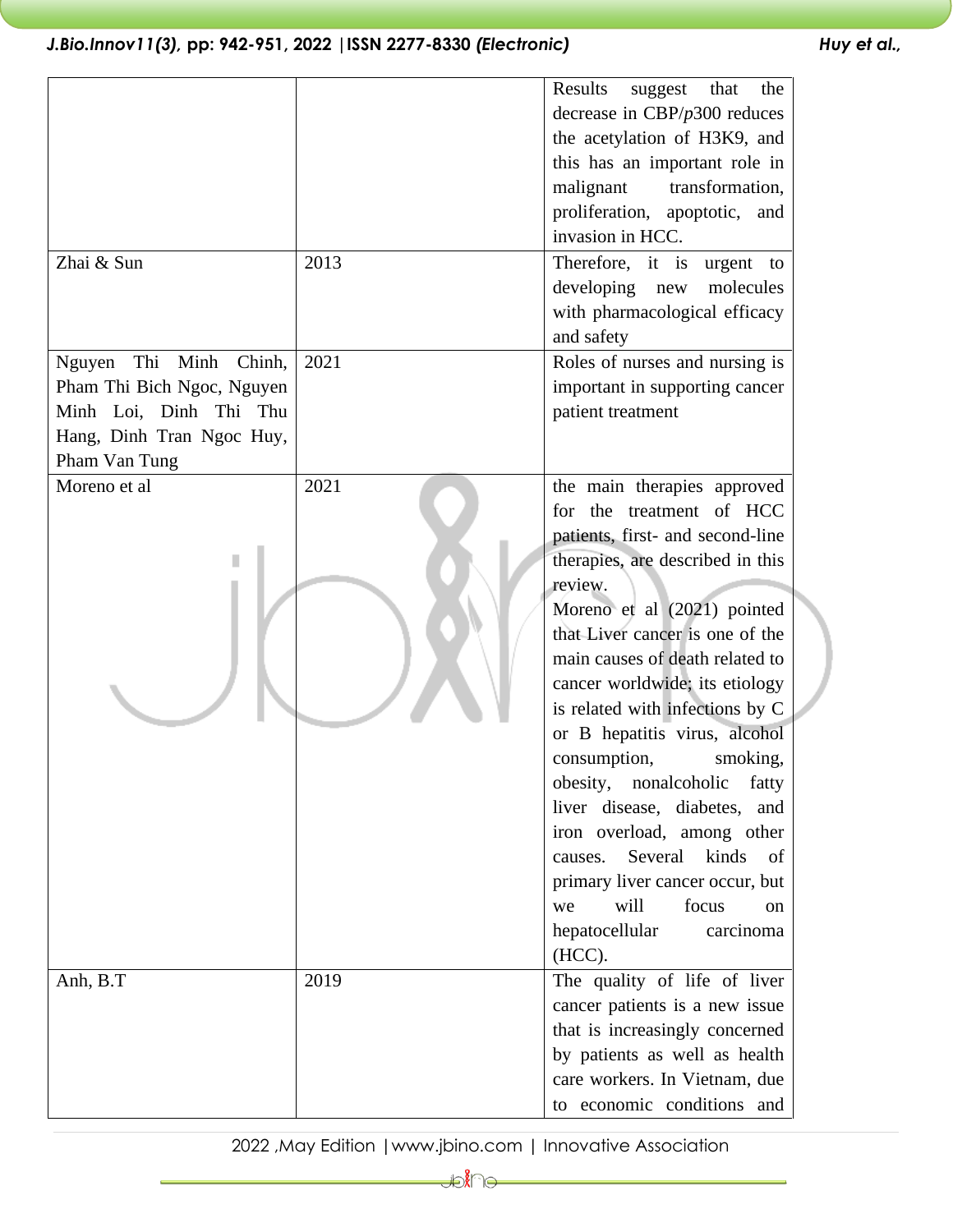| | | |
|---|---|---|
| | | Results suggest that the decrease in CBP/*p*300 reduces the acetylation of H3K9, and this has an important role in malignant transformation, proliferation, apoptotic, and invasion in HCC. |
| Zhai & Sun | 2013 | Therefore, it is urgent to developing new molecules with pharmacological efficacy and safety |
| Nguyen Thi Minh Chinh, Pham Thi Bich Ngoc, Nguyen Minh Loi, Dinh Thi Thu Hang, Dinh Tran Ngoc Huy, Pham Van Tung | 2021 | Roles of nurses and nursing is important in supporting cancer patient treatment |
| Moreno et al | 2021 | the main therapies approved for the treatment of HCC patients, first- and second-line therapies, are described in this review. Moreno et al (2021) pointed that Liver cancer is one of the main causes of death related to cancer worldwide; its etiology is related with infections by C or B hepatitis virus, alcohol consumption, smoking, obesity, nonalcoholic fatty liver disease, diabetes, and iron overload, among other causes. Several kinds of primary liver cancer occur, but we will focus on hepatocellular carcinoma (HCC). |
| Anh, B.T | 2019 | The quality of life of liver cancer patients is a new issue that is increasingly concerned by patients as well as health care workers. In Vietnam, due to economic conditions and |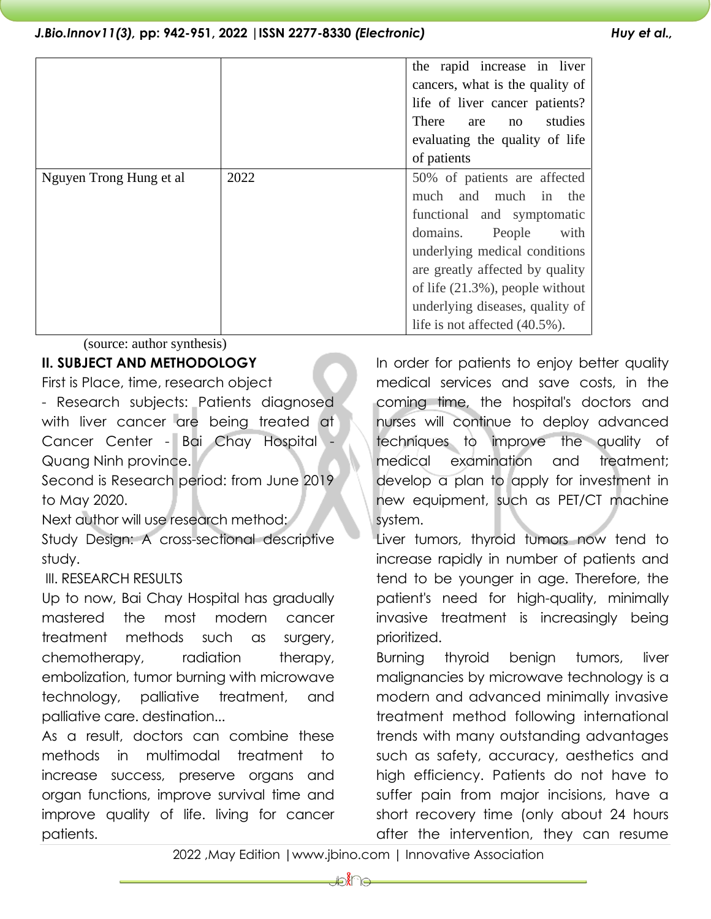| | | the rapid increase in liver cancers, what is the quality of life of liver cancer patients? There are no studies evaluating the quality of life of patients |
| --- | --- | --- |
| Nguyen Trong Hung et al | 2022 | 50% of patients are affected much and much in the functional and symptomatic domains. People with underlying medical conditions are greatly affected by quality of life (21.3%), people without underlying diseases, quality of life is not affected (40.5%). |

(source: author synthesis)

## II. SUBJECT AND METHODOLOGY

First is Place, time, research object

- Research subjects: Patients diagnosed with liver cancer are being treated at Cancer Center - Bai Chay Hospital - Quang Ninh province.

Second is Research period: from June 2019 to May 2020.

Next author will use research method:

Study Design: A cross-sectional descriptive study.

## III. RESEARCH RESULTS

Up to now, Bai Chay Hospital has gradually mastered the most modern cancer treatment methods such as surgery, chemotherapy, radiation therapy, embolization, tumor burning with microwave technology, palliative treatment, and palliative care. destination...

As a result, doctors can combine these methods in multimodal treatment to increase success, preserve organs and organ functions, improve survival time and improve quality of life. living for cancer patients.

In order for patients to enjoy better quality medical services and save costs, in the coming time, the hospital's doctors and nurses will continue to deploy advanced techniques to improve the quality of medical examination and treatment; develop a plan to apply for investment in new equipment, such as PET/CT machine system.

Liver tumors, thyroid tumors now tend to increase rapidly in number of patients and tend to be younger in age. Therefore, the patient's need for high-quality, minimally invasive treatment is increasingly being prioritized.

Burning thyroid benign tumors, liver malignancies by microwave technology is a modern and advanced minimally invasive treatment method following international trends with many outstanding advantages such as safety, accuracy, aesthetics and high efficiency. Patients do not have to suffer pain from major incisions, have a short recovery time (only about 24 hours after the intervention, they can resume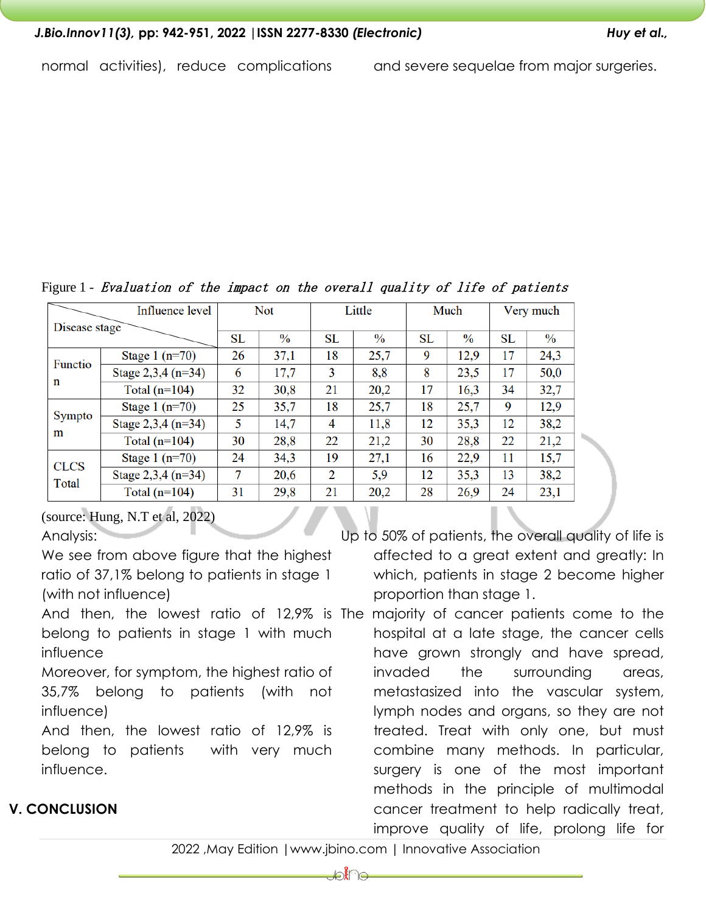normal activities), reduce complications and severe sequelae from major surgeries.

Figure 1 - *Evaluation of the impact on the overall quality of life of patients*

| Disease stage \ Influence level | | Not | | Little | | Much | | Very much | |
|---|---|---|---|---|---|---|---|---|---|
| | | SL | % | SL | % | SL | % | SL | % |
| Function | Stage 1 (n=70) | 26 | 37,1 | 18 | 25,7 | 9 | 12,9 | 17 | 24,3 |
| | Stage 2,3,4 (n=34) | 6 | 17,7 | 3 | 8,8 | 8 | 23,5 | 17 | 50,0 |
| | Total (n=104) | 32 | 30,8 | 21 | 20,2 | 17 | 16,3 | 34 | 32,7 |
| Symptom | Stage 1 (n=70) | 25 | 35,7 | 18 | 25,7 | 18 | 25,7 | 9 | 12,9 |
| | Stage 2,3,4 (n=34) | 5 | 14,7 | 4 | 11,8 | 12 | 35,3 | 12 | 38,2 |
| | Total (n=104) | 30 | 28,8 | 22 | 21,2 | 30 | 28,8 | 22 | 21,2 |
| CLCS Total | Stage 1 (n=70) | 24 | 34,3 | 19 | 27,1 | 16 | 22,9 | 11 | 15,7 |
| | Stage 2,3,4 (n=34) | 7 | 20,6 | 2 | 5,9 | 12 | 35,3 | 13 | 38,2 |
| | Total (n=104) | 31 | 29,8 | 21 | 20,2 | 28 | 26,9 | 24 | 23,1 |

(source: Hung, N.T et al, 2022)

Analysis:

We see from above figure that the highest ratio of 37,1% belong to patients in stage 1 (with not influence)

And then, the lowest ratio of 12,9% is belong to patients in stage 1 with much influence

Moreover, for symptom, the highest ratio of 35,7% belong to patients (with not influence)

And then, the lowest ratio of 12,9% is belong to patients with very much influence.

## V. CONCLUSION

Up to 50% of patients, the overall quality of life is affected to a great extent and greatly: In which, patients in stage 2 become higher proportion than stage 1.

The majority of cancer patients come to the hospital at a late stage, the cancer cells have grown strongly and have spread, invaded the surrounding areas, metastasized into the vascular system, lymph nodes and organs, so they are not treated. Treat with only one, but must combine many methods. In particular, surgery is one of the most important methods in the principle of multimodal cancer treatment to help radically treat, improve quality of life, prolong life for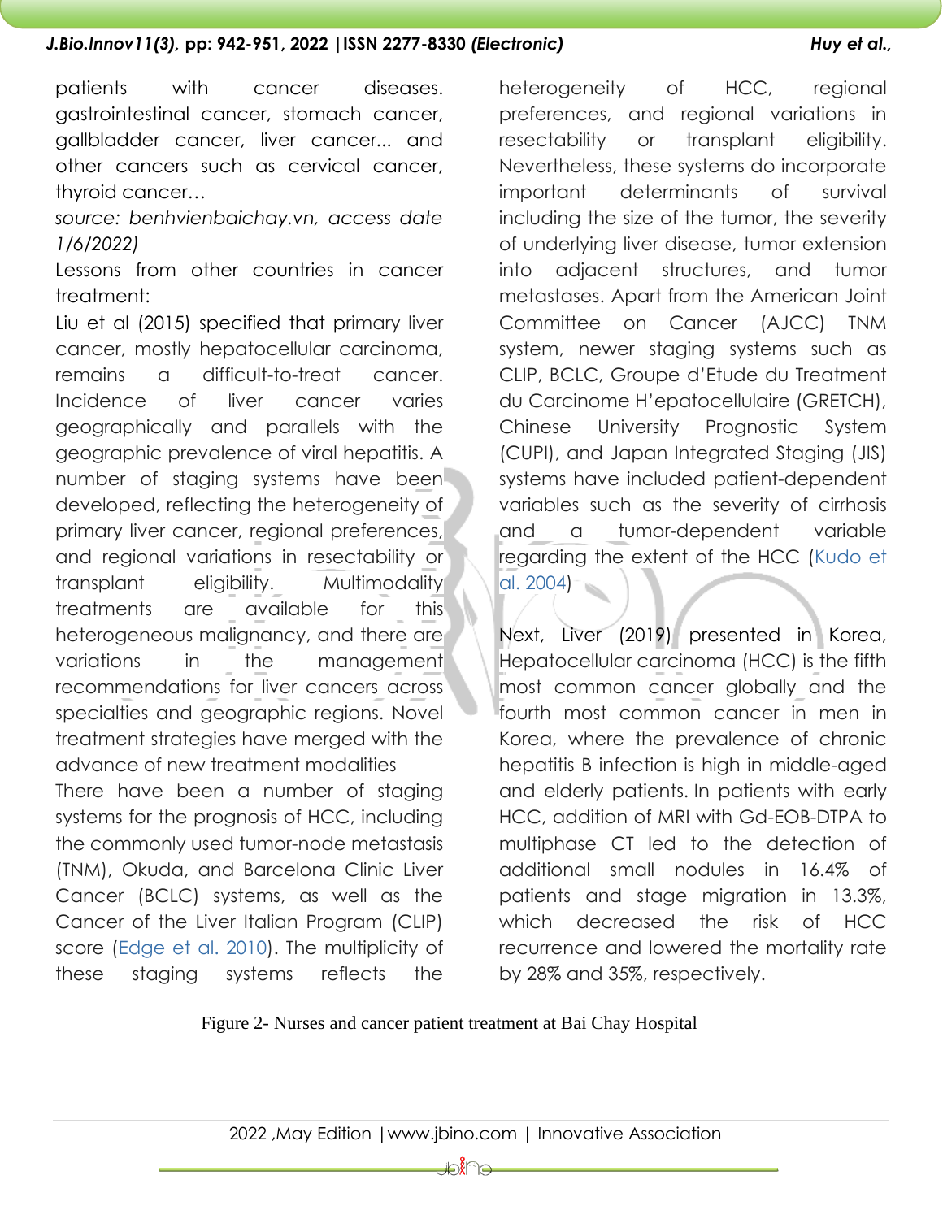patients with cancer diseases. gastrointestinal cancer, stomach cancer, gallbladder cancer, liver cancer... and other cancers such as cervical cancer, thyroid cancer…

*source: benhvienbaichay.vn, access date 1/6/2022)*

Lessons from other countries in cancer treatment:

Liu et al (2015) specified that primary liver cancer, mostly hepatocellular carcinoma, remains a difficult-to-treat cancer. Incidence of liver cancer varies geographically and parallels with the geographic prevalence of viral hepatitis. A number of staging systems have been developed, reflecting the heterogeneity of primary liver cancer, regional preferences, and regional variations in resectability or transplant eligibility. Multimodality treatments are available for this heterogeneous malignancy, and there are variations in the management recommendations for liver cancers across specialties and geographic regions. Novel treatment strategies have merged with the advance of new treatment modalities

There have been a number of staging systems for the prognosis of HCC, including the commonly used tumor-node metastasis (TNM), Okuda, and Barcelona Clinic Liver Cancer (BCLC) systems, as well as the Cancer of the Liver Italian Program (CLIP) score (Edge et al. 2010). The multiplicity of these staging systems reflects the heterogeneity of HCC, regional preferences, and regional variations in resectability or transplant eligibility. Nevertheless, these systems do incorporate important determinants of survival including the size of the tumor, the severity of underlying liver disease, tumor extension into adjacent structures, and tumor metastases. Apart from the American Joint Committee on Cancer (AJCC) TNM system, newer staging systems such as CLIP, BCLC, Groupe d'Etude du Treatment du Carcinome H'epatocellulaire (GRETCH), Chinese University Prognostic System (CUPI), and Japan Integrated Staging (JIS) systems have included patient-dependent variables such as the severity of cirrhosis and a tumor-dependent variable regarding the extent of the HCC (Kudo et al. 2004)

Next, Liver (2019) presented in Korea, Hepatocellular carcinoma (HCC) is the fifth most common cancer globally and the fourth most common cancer in men in Korea, where the prevalence of chronic hepatitis B infection is high in middle-aged and elderly patients. In patients with early HCC, addition of MRI with Gd-EOB-DTPA to multiphase CT led to the detection of additional small nodules in 16.4% of patients and stage migration in 13.3%, which decreased the risk of HCC recurrence and lowered the mortality rate by 28% and 35%, respectively.

Figure 2- Nurses and cancer patient treatment at Bai Chay Hospital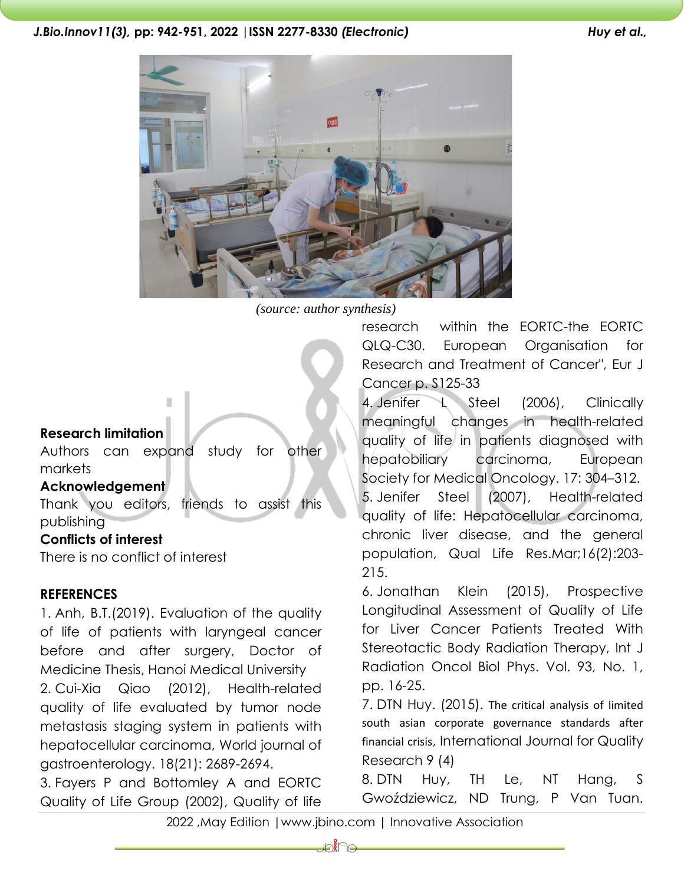(source: author synthesis)

**Research limitation**

Authors can expand study for other markets

**Acknowledgement**

Thank you editors, friends to assist this publishing

**Conflicts of interest**

There is no conflict of interest

## REFERENCES

1. Anh, B.T.(2019). Evaluation of the quality of life of patients with laryngeal cancer before and after surgery, Doctor of Medicine Thesis, Hanoi Medical University
2. Cui-Xia Qiao (2012), Health-related quality of life evaluated by tumor node metastasis staging system in patients with hepatocellular carcinoma, World journal of gastroenterology. 18(21): 2689-2694.
3. Fayers P and Bottomley A and EORTC Quality of Life Group (2002), Quality of life research within the EORTC-the EORTC QLQ-C30. European Organisation for Research and Treatment of Cancer", Eur J Cancer p. S125-33
4. Jenifer L Steel (2006), Clinically meaningful changes in health-related quality of life in patients diagnosed with hepatobiliary carcinoma, European Society for Medical Oncology. 17: 304–312.
5. Jenifer Steel (2007), Health-related quality of life: Hepatocellular carcinoma, chronic liver disease, and the general population, Qual Life Res.Mar;16(2):203-215.
6. Jonathan Klein (2015), Prospective Longitudinal Assessment of Quality of Life for Liver Cancer Patients Treated With Stereotactic Body Radiation Therapy, Int J Radiation Oncol Biol Phys. Vol. 93, No. 1, pp. 16-25.
7. DTN Huy. (2015). The critical analysis of limited south asian corporate governance standards after financial crisis, International Journal for Quality Research 9 (4)
8. DTN Huy, TH Le, NT Hang, S Gwoździewicz, ND Trung, P Van Tuan.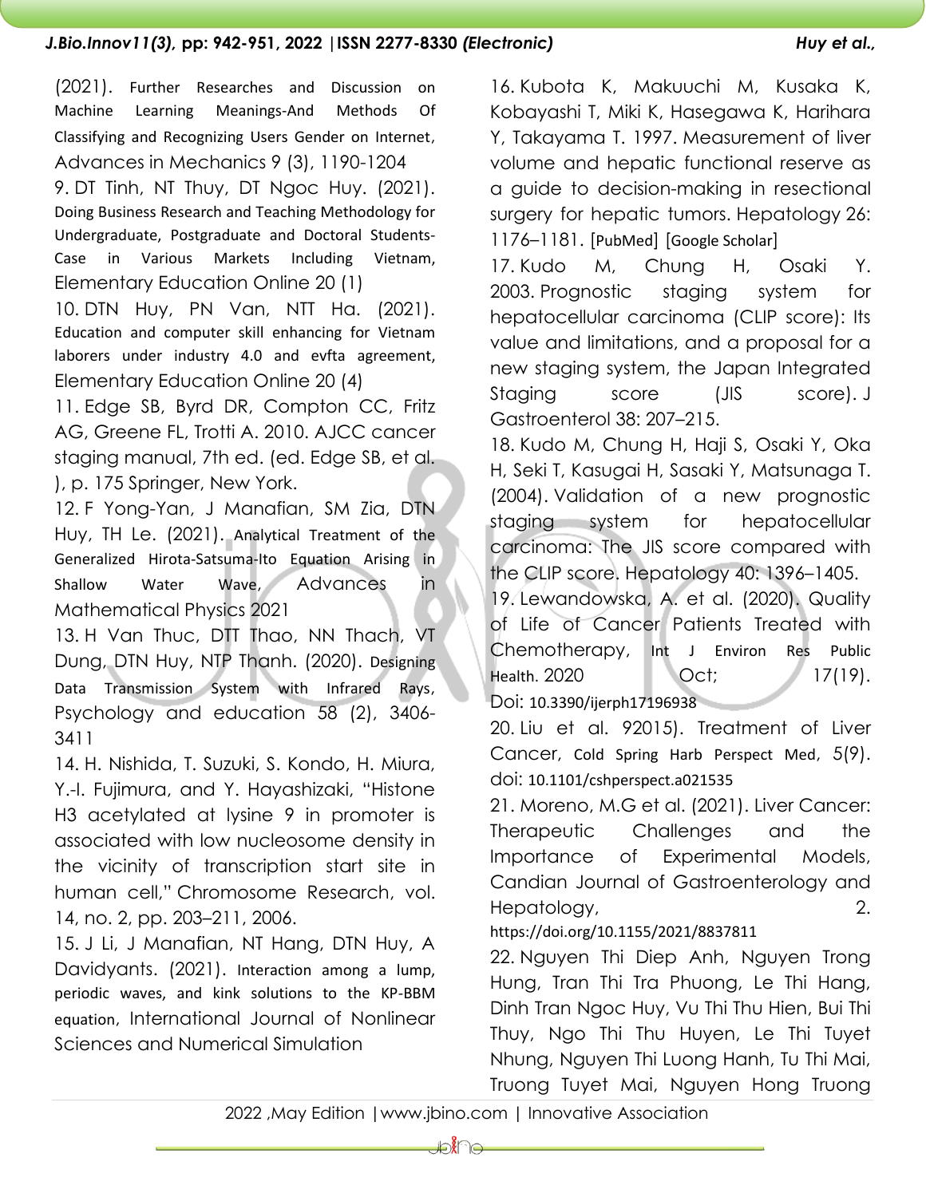(2021). Further Researches and Discussion on Machine Learning Meanings-And Methods Of Classifying and Recognizing Users Gender on Internet, Advances in Mechanics 9 (3), 1190-1204

9. DT Tinh, NT Thuy, DT Ngoc Huy. (2021). Doing Business Research and Teaching Methodology for Undergraduate, Postgraduate and Doctoral Students-Case in Various Markets Including Vietnam, Elementary Education Online 20 (1)

10. DTN Huy, PN Van, NTT Ha. (2021). Education and computer skill enhancing for Vietnam laborers under industry 4.0 and evfta agreement, Elementary Education Online 20 (4)

11. Edge SB, Byrd DR, Compton CC, Fritz AG, Greene FL, Trotti A. 2010. AJCC cancer staging manual, 7th ed. (ed. Edge SB, et al. ), p. 175 Springer, New York.

12. F Yong-Yan, J Manafian, SM Zia, DTN Huy, TH Le. (2021). Analytical Treatment of the Generalized Hirota-Satsuma-Ito Equation Arising in Shallow Water Wave, Advances in Mathematical Physics 2021

13. H Van Thuc, DTT Thao, NN Thach, VT Dung, DTN Huy, NTP Thanh. (2020). Designing Data Transmission System with Infrared Rays, Psychology and education 58 (2), 3406-3411

14. H. Nishida, T. Suzuki, S. Kondo, H. Miura, Y.-I. Fujimura, and Y. Hayashizaki, "Histone H3 acetylated at lysine 9 in promoter is associated with low nucleosome density in the vicinity of transcription start site in human cell," Chromosome Research, vol. 14, no. 2, pp. 203–211, 2006.

15. J Li, J Manafian, NT Hang, DTN Huy, A Davidyants. (2021). Interaction among a lump, periodic waves, and kink solutions to the KP-BBM equation, International Journal of Nonlinear Sciences and Numerical Simulation

16. Kubota K, Makuuchi M, Kusaka K, Kobayashi T, Miki K, Hasegawa K, Harihara Y, Takayama T. 1997. Measurement of liver volume and hepatic functional reserve as a guide to decision-making in resectional surgery for hepatic tumors. Hepatology 26: 1176–1181. [PubMed] [Google Scholar]

17. Kudo M, Chung H, Osaki Y. 2003. Prognostic staging system for hepatocellular carcinoma (CLIP score): Its value and limitations, and a proposal for a new staging system, the Japan Integrated Staging score (JIS score). J Gastroenterol 38: 207–215.

18. Kudo M, Chung H, Haji S, Osaki Y, Oka H, Seki T, Kasugai H, Sasaki Y, Matsunaga T. (2004). Validation of a new prognostic staging system for hepatocellular carcinoma: The JIS score compared with the CLIP score. Hepatology 40: 1396–1405.

19. Lewandowska, A. et al. (2020). Quality of Life of Cancer Patients Treated with Chemotherapy, Int J Environ Res Public Health. 2020 Oct; 17(19). Doi: 10.3390/ijerph17196938

20. Liu et al. 92015). Treatment of Liver Cancer, Cold Spring Harb Perspect Med, 5(9). doi: 10.1101/cshperspect.a021535

21. Moreno, M.G et al. (2021). Liver Cancer: Therapeutic Challenges and the Importance of Experimental Models, Candian Journal of Gastroenterology and Hepatology, 2. https://doi.org/10.1155/2021/8837811

22. Nguyen Thi Diep Anh, Nguyen Trong Hung, Tran Thi Tra Phuong, Le Thi Hang, Dinh Tran Ngoc Huy, Vu Thi Thu Hien, Bui Thi Thuy, Ngo Thi Thu Huyen, Le Thi Tuyet Nhung, Nguyen Thi Luong Hanh, Tu Thi Mai, Truong Tuyet Mai, Nguyen Hong Truong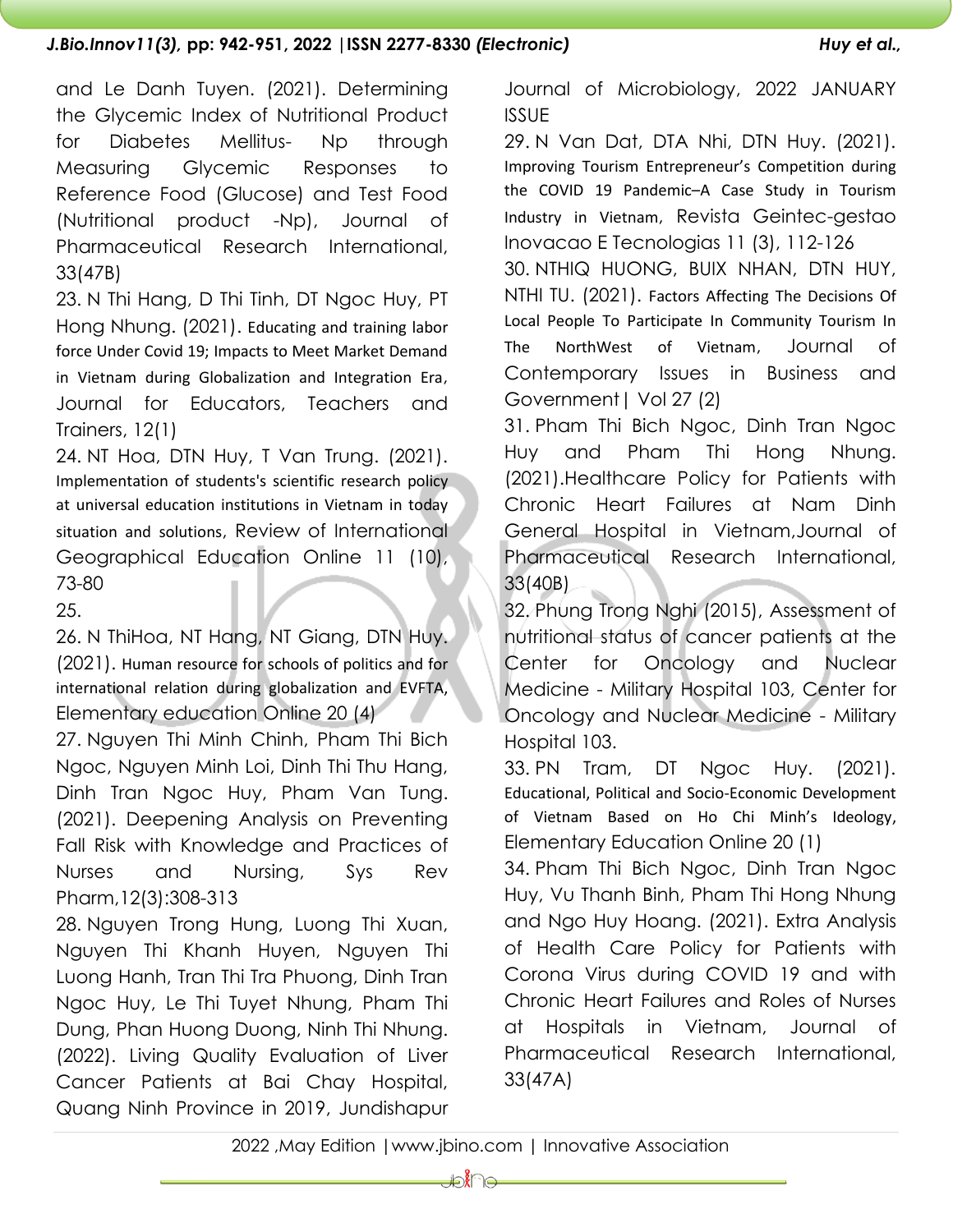and Le Danh Tuyen. (2021). Determining the Glycemic Index of Nutritional Product for Diabetes Mellitus- Np through Measuring Glycemic Responses to Reference Food (Glucose) and Test Food (Nutritional product -Np), Journal of Pharmaceutical Research International, 33(47B)

23. N Thi Hang, D Thi Tinh, DT Ngoc Huy, PT Hong Nhung. (2021). Educating and training labor force Under Covid 19; Impacts to Meet Market Demand in Vietnam during Globalization and Integration Era, Journal for Educators, Teachers and Trainers, 12(1)

24. NT Hoa, DTN Huy, T Van Trung. (2021). Implementation of students's scientific research policy at universal education institutions in Vietnam in today situation and solutions, Review of International Geographical Education Online 11 (10), 73-80

25.

26. N ThiHoa, NT Hang, NT Giang, DTN Huy. (2021). Human resource for schools of politics and for international relation during globalization and EVFTA, Elementary education Online 20 (4)

27. Nguyen Thi Minh Chinh, Pham Thi Bich Ngoc, Nguyen Minh Loi, Dinh Thi Thu Hang, Dinh Tran Ngoc Huy, Pham Van Tung. (2021). Deepening Analysis on Preventing Fall Risk with Knowledge and Practices of Nurses and Nursing, Sys Rev Pharm,12(3):308-313

28. Nguyen Trong Hung, Luong Thi Xuan, Nguyen Thi Khanh Huyen, Nguyen Thi Luong Hanh, Tran Thi Tra Phuong, Dinh Tran Ngoc Huy, Le Thi Tuyet Nhung, Pham Thi Dung, Phan Huong Duong, Ninh Thi Nhung. (2022). Living Quality Evaluation of Liver Cancer Patients at Bai Chay Hospital, Quang Ninh Province in 2019, Jundishapur Journal of Microbiology, 2022 JANUARY ISSUE

29. N Van Dat, DTA Nhi, DTN Huy. (2021). Improving Tourism Entrepreneur's Competition during the COVID 19 Pandemic–A Case Study in Tourism Industry in Vietnam, Revista Geintec-gestao Inovacao E Tecnologias 11 (3), 112-126

30. NTHIQ HUONG, BUIX NHAN, DTN HUY, NTHI TU. (2021). Factors Affecting The Decisions Of Local People To Participate In Community Tourism In The NorthWest of Vietnam, Journal of Contemporary Issues in Business and Government| Vol 27 (2)

31. Pham Thi Bich Ngoc, Dinh Tran Ngoc Huy and Pham Thi Hong Nhung. (2021).Healthcare Policy for Patients with Chronic Heart Failures at Nam Dinh General Hospital in Vietnam,Journal of Pharmaceutical Research International, 33(40B)

32. Phung Trong Nghi (2015), Assessment of nutritional status of cancer patients at the Center for Oncology and Nuclear Medicine - Military Hospital 103, Center for Oncology and Nuclear Medicine - Military Hospital 103.

33. PN Tram, DT Ngoc Huy. (2021). Educational, Political and Socio-Economic Development of Vietnam Based on Ho Chi Minh's Ideology, Elementary Education Online 20 (1)

34. Pham Thi Bich Ngoc, Dinh Tran Ngoc Huy, Vu Thanh Binh, Pham Thi Hong Nhung and Ngo Huy Hoang. (2021). Extra Analysis of Health Care Policy for Patients with Corona Virus during COVID 19 and with Chronic Heart Failures and Roles of Nurses at Hospitals in Vietnam, Journal of Pharmaceutical Research International, 33(47A)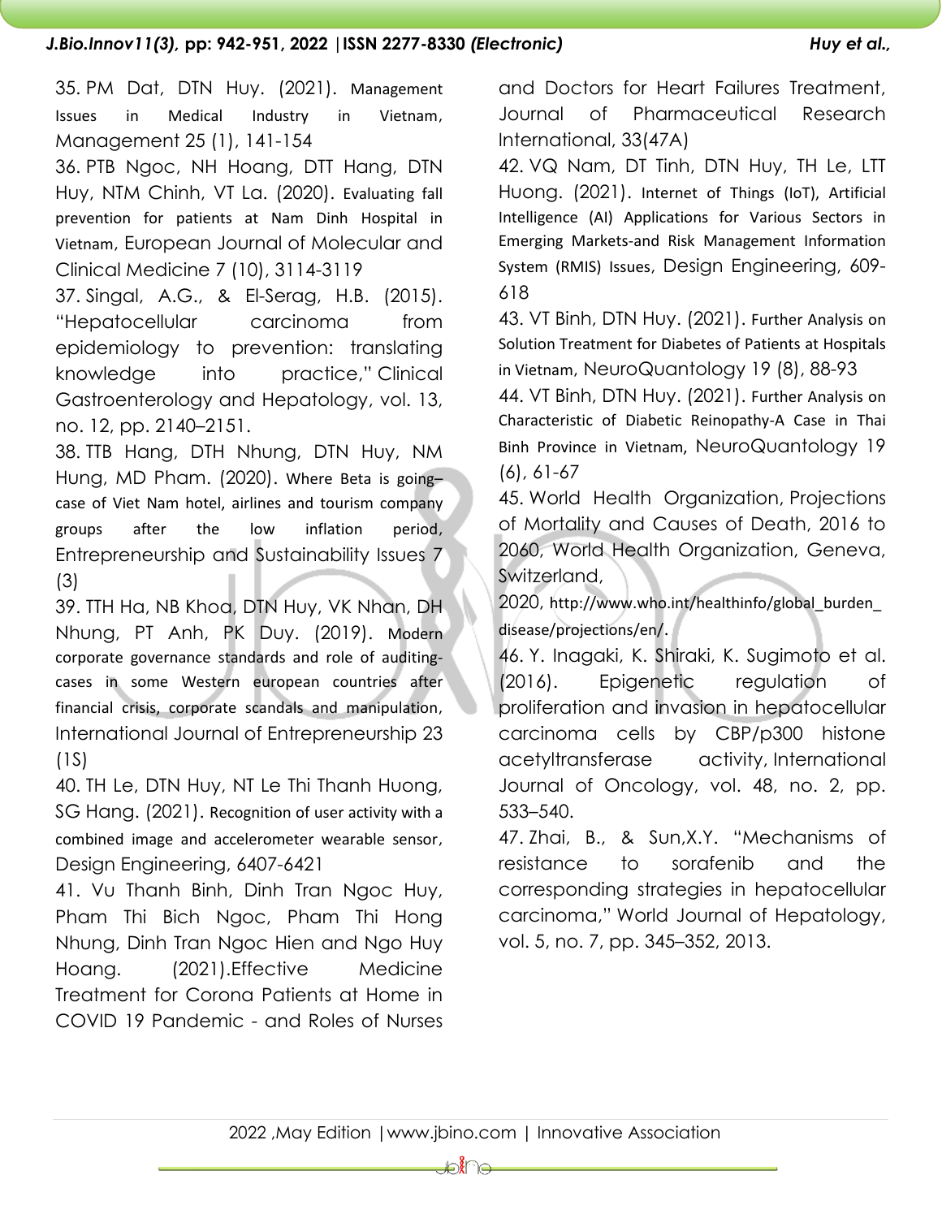35. PM Dat, DTN Huy. (2021). Management Issues in Medical Industry in Vietnam, Management 25 (1), 141-154

36. PTB Ngoc, NH Hoang, DTT Hang, DTN Huy, NTM Chinh, VT La. (2020). Evaluating fall prevention for patients at Nam Dinh Hospital in Vietnam, European Journal of Molecular and Clinical Medicine 7 (10), 3114-3119

37. Singal, A.G., & El-Serag, H.B. (2015). "Hepatocellular carcinoma from epidemiology to prevention: translating knowledge into practice," Clinical Gastroenterology and Hepatology, vol. 13, no. 12, pp. 2140–2151.

38. TTB Hang, DTH Nhung, DTN Huy, NM Hung, MD Pham. (2020). Where Beta is going–case of Viet Nam hotel, airlines and tourism company groups after the low inflation period, Entrepreneurship and Sustainability Issues 7 (3)

39. TTH Ha, NB Khoa, DTN Huy, VK Nhan, DH Nhung, PT Anh, PK Duy. (2019). Modern corporate governance standards and role of auditing-cases in some Western european countries after financial crisis, corporate scandals and manipulation, International Journal of Entrepreneurship 23 (1S)

40. TH Le, DTN Huy, NT Le Thi Thanh Huong, SG Hang. (2021). Recognition of user activity with a combined image and accelerometer wearable sensor, Design Engineering, 6407-6421

41. Vu Thanh Binh, Dinh Tran Ngoc Huy, Pham Thi Bich Ngoc, Pham Thi Hong Nhung, Dinh Tran Ngoc Hien and Ngo Huy Hoang. (2021).Effective Medicine Treatment for Corona Patients at Home in COVID 19 Pandemic - and Roles of Nurses and Doctors for Heart Failures Treatment, Journal of Pharmaceutical Research International, 33(47A)

42. VQ Nam, DT Tinh, DTN Huy, TH Le, LTT Huong. (2021). Internet of Things (IoT), Artificial Intelligence (AI) Applications for Various Sectors in Emerging Markets-and Risk Management Information System (RMIS) Issues, Design Engineering, 609-618

43. VT Binh, DTN Huy. (2021). Further Analysis on Solution Treatment for Diabetes of Patients at Hospitals in Vietnam, NeuroQuantology 19 (8), 88-93

44. VT Binh, DTN Huy. (2021). Further Analysis on Characteristic of Diabetic Reinopathy-A Case in Thai Binh Province in Vietnam, NeuroQuantology 19 (6), 61-67

45. World Health Organization, Projections of Mortality and Causes of Death, 2016 to 2060, World Health Organization, Geneva, Switzerland, 2020, http://www.who.int/healthinfo/global_burden_disease/projections/en/.

46. Y. Inagaki, K. Shiraki, K. Sugimoto et al. (2016). Epigenetic regulation of proliferation and invasion in hepatocellular carcinoma cells by CBP/p300 histone acetyltransferase activity, International Journal of Oncology, vol. 48, no. 2, pp. 533–540.

47. Zhai, B., & Sun,X.Y. "Mechanisms of resistance to sorafenib and the corresponding strategies in hepatocellular carcinoma," World Journal of Hepatology, vol. 5, no. 7, pp. 345–352, 2013.